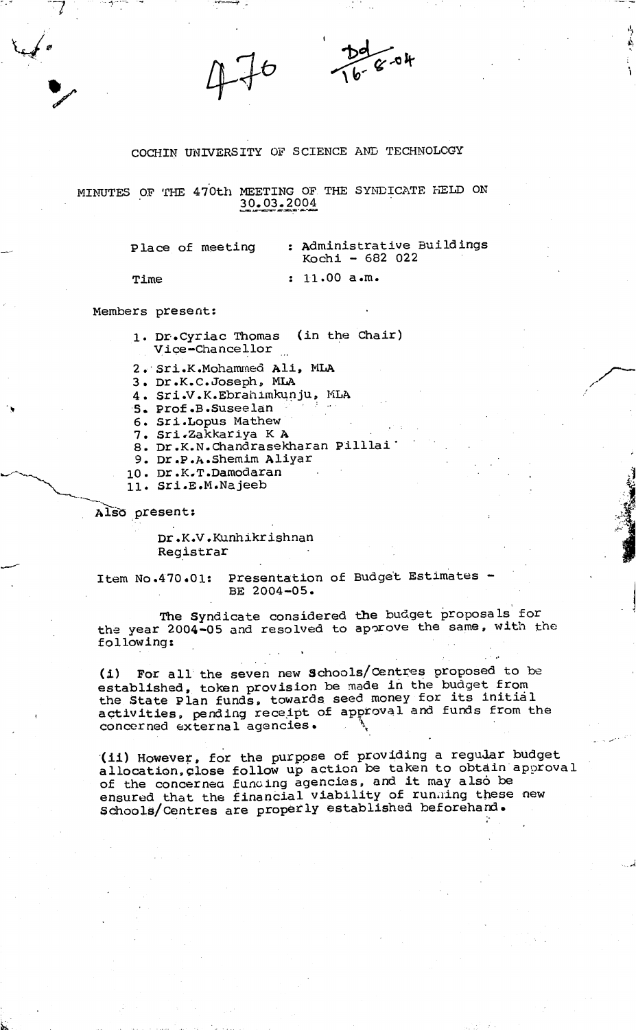# COCHIN UNIVERSITY OF SCIENCE AND TECHNOLOGY

## MINUTES OF THE 470th MEETING OF THE SYNDICATE HELD ON 30.03.2004

Place of meeting : Administrative Buildings
Kochi - 682 022

Time : 11.00 a.m.

Members present:

1. Dr.Cyriac Thomas (in the Chair)
   Vice-Chancellor
2. Sri.K.Mohammed Ali, MLA
3. Dr.K.C.Joseph, MLA
4. Sri.V.K.Ebrahimkunju, MLA
5. Prof.B.Suseelan
6. Sri.Lopus Mathew
7. Sri.Zakkariya K A
8. Dr.K.N.Chandrasekharan Pilllai
9. Dr.P.A.Shemim Aliyar
10. Dr.K.T.Damodaran
11. Sri.E.M.Najeeb

Also present:

Dr.K.V.Kunhikrishnan
Registrar

**Item No.470.01: Presentation of Budget Estimates - BE 2004-05.**

The Syndicate considered the budget proposals for the year 2004-05 and resolved to approve the same, with the following:

(i) For all the seven new Schools/Centres proposed to be established, token provision be made in the budget from the State Plan funds, towards seed money for its initial activities, pending receipt of approval and funds from the concerned external agencies.

(ii) However, for the purpose of providing a regular budget allocation, close follow up action be taken to obtain approval of the concerned funding agencies, and it may also be ensured that the financial viability of running these new Schools/Centres are properly established beforehand.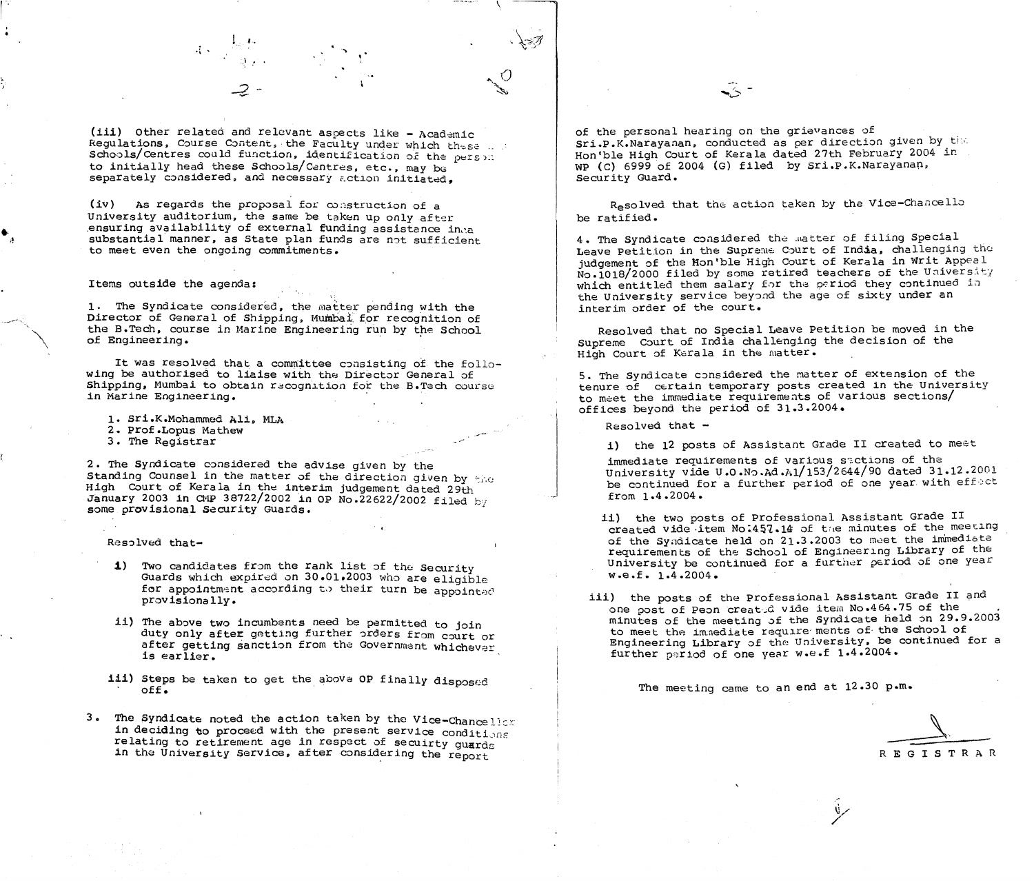(iii) Other related and relevant aspects like - Academic Regulations, Course Content, the Faculty under which these Schools/Centres could function, identification of the person to initially head these Schools/Centres, etc., may be separately considered, and necessary action initiated,

(iv) As regards the proposal for construction of a University auditorium, the same be taken up only after ensuring availability of external funding assistance in a substantial manner, as State plan funds are not sufficient to meet even the ongoing commitments.

Items outside the agenda:

1. The Syndicate considered, the matter pending with the Director of General of Shipping, Mumbai for recognition of the B.Tech, course in Marine Engineering run by the School of Engineering.

It was resolved that a committee consisting of the following be authorised to liaise with the Director General of Shipping, Mumbai to obtain recognition for the B.Tech course in Marine Engineering.

1. Sri.K.Mohammed Ali, MLA
2. Prof.Lopus Mathew
3. The Registrar

2. The Syndicate considered the advise given by the Standing Counsel in the matter of the direction given by the High Court of Kerala in the interim judgement dated 29th January 2003 in CMP 38722/2002 in OP No.22622/2002 filed by some provisional Security Guards.

Resolved that-

i) Two candidates from the rank list of the Security Guards which expired on 30.01.2003 who are eligible for appointment according to their turn be appointed provisionally.

ii) The above two incumbents need be permitted to join duty only after getting further orders from court or after getting sanction from the Government whichever is earlier.

iii) Steps be taken to get the above OP finally disposed off.

3. The Syndicate noted the action taken by the Vice-Chancellor in deciding to proceed with the present service conditions relating to retirement age in respect of secuirty guards in the University Service, after considering the report of the personal hearing on the grievances of Sri.P.K.Narayanan, conducted as per direction given by the Hon'ble High Court of Kerala dated 27th February 2004 in WP (C) 6999 of 2004 (G) filed by Sri.P.K.Narayanan, Security Guard.

Resolved that the action taken by the Vice-Chancello be ratified.

4. The Syndicate considered the matter of filing Special Leave Petition in the Supreme Court of India, challenging the judgement of the Hon'ble High Court of Kerala in Writ Appeal No.1018/2000 filed by some retired teachers of the University which entitled them salary for the period they continued in the University service beyond the age of sixty under an interim order of the court.

Resolved that no Special Leave Petition be moved in the Supreme Court of India challenging the decision of the High Court of Kerala in the matter.

5. The Syndicate considered the matter of extension of the tenure of certain temporary posts created in the University to meet the immediate requirements of various sections/ offices beyond the period of 31.3.2004.

Resolved that -

i) the 12 posts of Assistant Grade II created to meet immediate requirements of various sections of the University vide U.O.No.Ad.A1/153/2644/90 dated 31.12.2001 be continued for a further period of one year with effect from 1.4.2004.

ii) the two posts of Professional Assistant Grade II created vide item No.457.14 of the minutes of the meeting of the Syndicate held on 21.3.2003 to meet the immediate requirements of the School of Engineering Library of the University be continued for a further period of one year w.e.f. 1.4.2004.

iii) the posts of the Professional Assistant Grade II and one post of Peon created vide item No.464.75 of the minutes of the meeting of the Syndicate held on 29.9.2003 to meet the immediate requirements of the School of Engineering Library of the University, be continued for a further period of one year w.e.f 1.4.2004.

The meeting came to an end at 12.30 p.m.

REGISTRAR